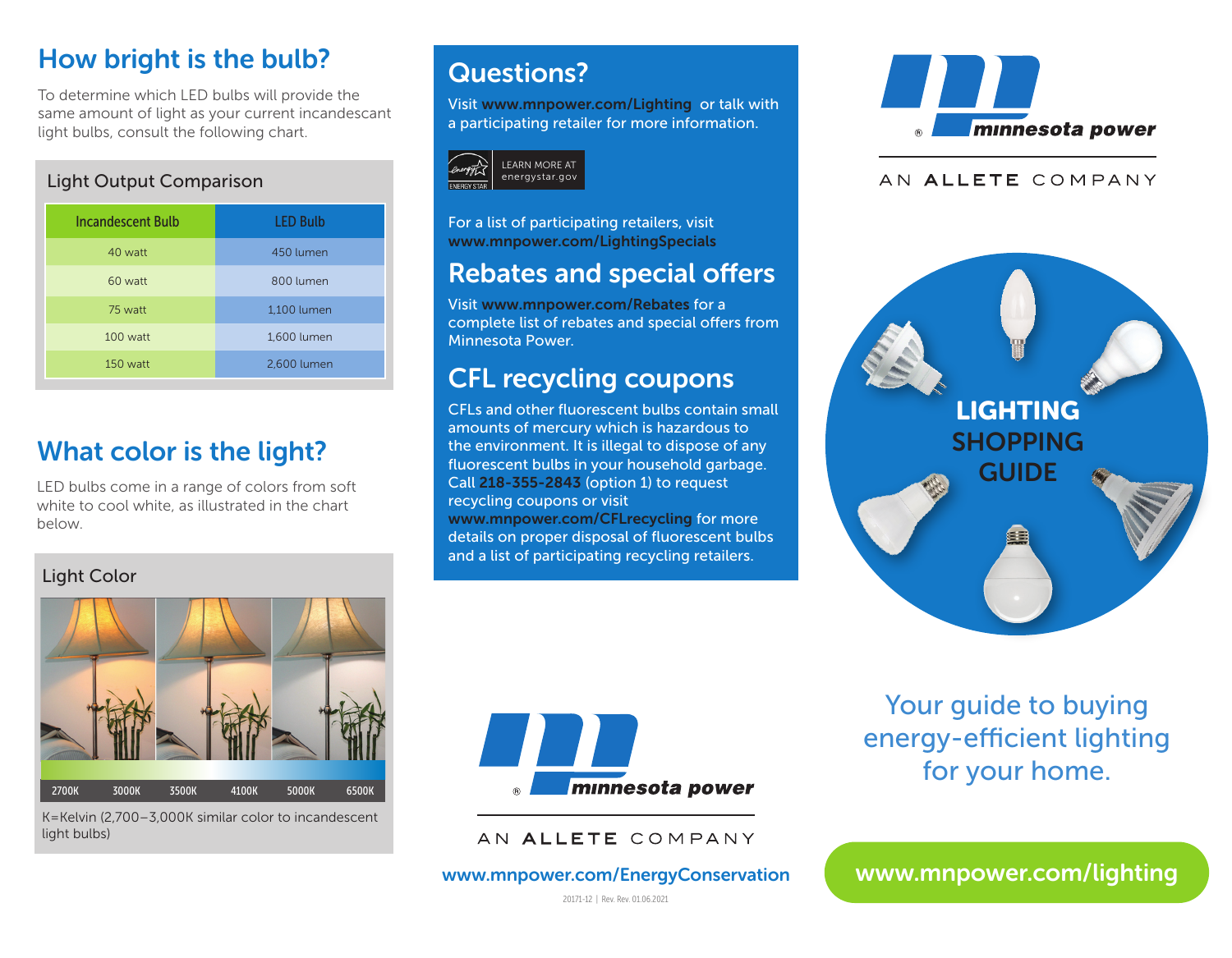## How bright is the bulb?

To determine which LED bulbs will provide the same amount of light as your current incandescent light bulbs, consult the following chart.

### Light Output Comparison

| Incandescent Bulb | LED Bulb |
|---|---|
| 40 watt | 450 lumen |
| 60 watt | 800 lumen |
| 75 watt | 1,100 lumen |
| 100 watt | 1,600 lumen |
| 150 watt | 2,600 lumen |

## What color is the light?

LED bulbs come in a range of colors from soft white to cool white, as illustrated in the chart below.

### Light Color

2700K | 3000K | 3500K | 4100K | 5000K | 6500K

K=Kelvin (2,700–3,000K similar color to incandescent light bulbs)

## Questions?

Visit **www.mnpower.com/Lighting** or talk with a participating retailer for more information.

LEARN MORE AT energystar.gov

For a list of participating retailers, visit **www.mnpower.com/LightingSpecials**

## Rebates and special offers

Visit **www.mnpower.com/Rebates** for a complete list of rebates and special offers from Minnesota Power.

## CFL recycling coupons

CFLs and other fluorescent bulbs contain small amounts of mercury which is hazardous to the environment. It is illegal to dispose of any fluorescent bulbs in your household garbage. Call **218-355-2843** (option 1) to request recycling coupons or visit **www.mnpower.com/CFLrecycling** for more details on proper disposal of fluorescent bulbs and a list of participating recycling retailers.

minnesota power

AN ALLETE COMPANY

www.mnpower.com/EnergyConservation

20171-12 | Rev. Rev. 01.06.2021

minnesota power

AN ALLETE COMPANY

# LIGHTING SHOPPING GUIDE

Your guide to buying energy-efficient lighting for your home.

www.mnpower.com/lighting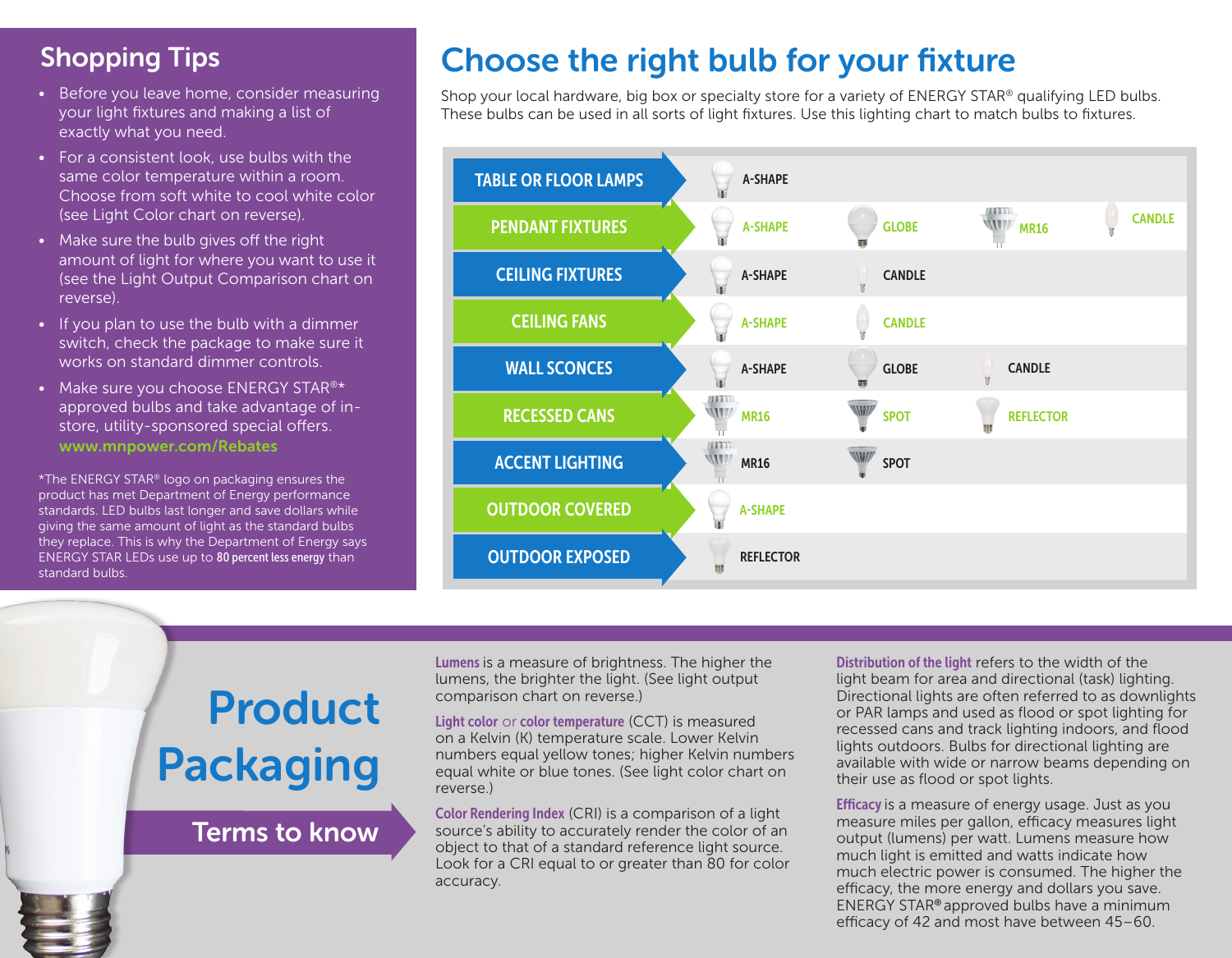## Shopping Tips

- Before you leave home, consider measuring your light fixtures and making a list of exactly what you need.
- For a consistent look, use bulbs with the same color temperature within a room. Choose from soft white to cool white color (see Light Color chart on reverse).
- Make sure the bulb gives off the right amount of light for where you want to use it (see the Light Output Comparison chart on reverse).
- If you plan to use the bulb with a dimmer switch, check the package to make sure it works on standard dimmer controls.
- Make sure you choose ENERGY STAR®* approved bulbs and take advantage of in-store, utility-sponsored special offers. **www.mnpower.com/Rebates**

*The ENERGY STAR® logo on packaging ensures the product has met Department of Energy performance standards. LED bulbs last longer and save dollars while giving the same amount of light as the standard bulbs they replace. This is why the Department of Energy says ENERGY STAR LEDs use up to **80 percent less energy** than standard bulbs.

# Choose the right bulb for your fixture

Shop your local hardware, big box or specialty store for a variety of ENERGY STAR® qualifying LED bulbs. These bulbs can be used in all sorts of light fixtures. Use this lighting chart to match bulbs to fixtures.

| | | | | |
|---|---|---|---|---|
| TABLE OR FLOOR LAMPS | A-SHAPE | | | |
| PENDANT FIXTURES | A-SHAPE | GLOBE | MR16 | CANDLE |
| CEILING FIXTURES | A-SHAPE | CANDLE | | |
| CEILING FANS | A-SHAPE | CANDLE | | |
| WALL SCONCES | A-SHAPE | GLOBE | CANDLE | |
| RECESSED CANS | MR16 | SPOT | REFLECTOR | |
| ACCENT LIGHTING | MR16 | SPOT | | |
| OUTDOOR COVERED | A-SHAPE | | | |
| OUTDOOR EXPOSED | REFLECTOR | | | |

# Product Packaging

## Terms to know

**Lumens** is a measure of brightness. The higher the lumens, the brighter the light. (See light output comparison chart on reverse.)

**Light color** or **color temperature** (CCT) is measured on a Kelvin (K) temperature scale. Lower Kelvin numbers equal yellow tones; higher Kelvin numbers equal white or blue tones. (See light color chart on reverse.)

**Color Rendering Index** (CRI) is a comparison of a light source's ability to accurately render the color of an object to that of a standard reference light source. Look for a CRI equal to or greater than 80 for color accuracy.

**Distribution of the light** refers to the width of the light beam for area and directional (task) lighting. Directional lights are often referred to as downlights or PAR lamps and used as flood or spot lighting for recessed cans and track lighting indoors, and flood lights outdoors. Bulbs for directional lighting are available with wide or narrow beams depending on their use as flood or spot lights.

**Efficacy** is a measure of energy usage. Just as you measure miles per gallon, efficacy measures light output (lumens) per watt. Lumens measure how much light is emitted and watts indicate how much electric power is consumed. The higher the efficacy, the more energy and dollars you save. ENERGY STAR® approved bulbs have a minimum efficacy of 42 and most have between 45–60.